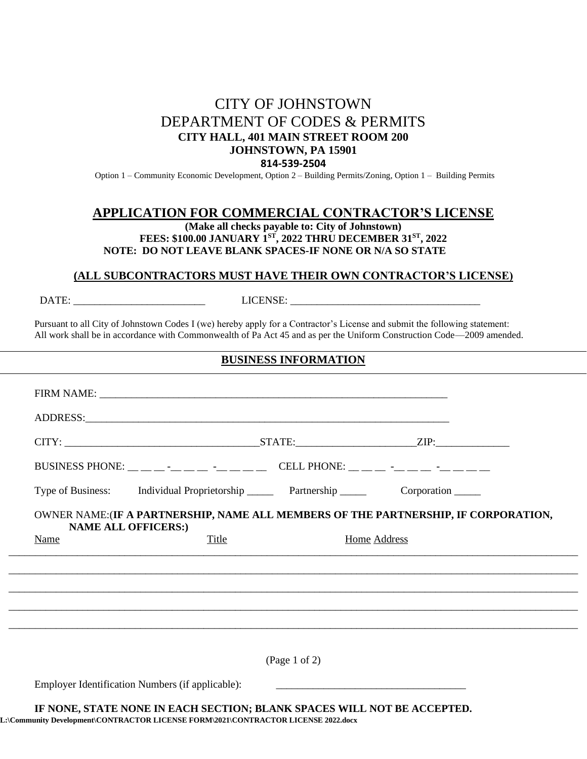# CITY OF JOHNSTOWN
# DEPARTMENT OF CODES & PERMITS

**CITY HALL, 401 MAIN STREET ROOM 200**
**JOHNSTOWN, PA 15901**
**814-539-2504**

Option 1 – Community Economic Development, Option 2 – Building Permits/Zoning, Option 1 – Building Permits

## APPLICATION FOR COMMERCIAL CONTRACTOR'S LICENSE

**(Make all checks payable to: City of Johnstown)**
**FEES: $100.00 JANUARY 1ST, 2022 THRU DECEMBER 31ST, 2022**
**NOTE: DO NOT LEAVE BLANK SPACES-IF NONE OR N/A SO STATE**

**(ALL SUBCONTRACTORS MUST HAVE THEIR OWN CONTRACTOR'S LICENSE)**

DATE: _________________________ LICENSE: ___________________________________

Pursuant to all City of Johnstown Codes I (we) hereby apply for a Contractor's License and submit the following statement: All work shall be in accordance with Commonwealth of Pa Act 45 and as per the Uniform Construction Code—2009 amended.

## BUSINESS INFORMATION

FIRM NAME: ___________________________________________________________________

ADDRESS: _____________________________________________________________________

CITY: ____________________________________ STATE: ______________________ ZIP: ______________

BUSINESS PHONE: __ __ __ - __ __ __ - __ __ __ __ CELL PHONE: __ __ __ - __ __ __ - __ __ __ __

Type of Business: Individual Proprietorship _____ Partnership _____ Corporation _____

OWNER NAME: **(IF A PARTNERSHIP, NAME ALL MEMBERS OF THE PARTNERSHIP, IF CORPORATION, NAME ALL OFFICERS:)**

| Name | Title | Home Address |
|---|---|---|
| | | |
| | | |
| | | |
| | | |
| | | |

Employer Identification Numbers (if applicable): ____________________________________

**IF NONE, STATE NONE IN EACH SECTION; BLANK SPACES WILL NOT BE ACCEPTED.**

**L:\Community Development\CONTRACTOR LICENSE FORM\2021\CONTRACTOR LICENSE 2022.docx**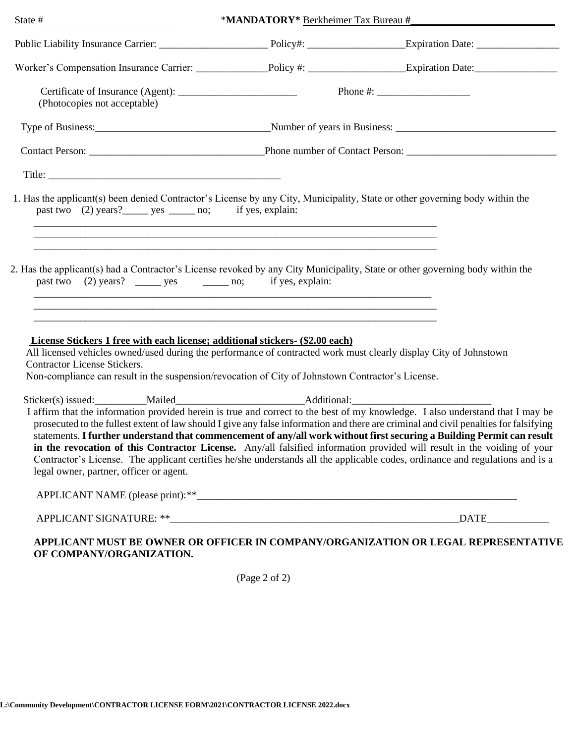State #_________________________ *MANDATORY* Berkheimer Tax Bureau #___________________________

Public Liability Insurance Carrier: _____________________ Policy#: ___________________ Expiration Date: ________________

Worker's Compensation Insurance Carrier: ______________ Policy #: ___________________ Expiration Date: ________________

Certificate of Insurance (Agent): _______________________ Phone #: __________________
(Photocopies not acceptable)

Type of Business: _________________________________ Number of years in Business: _______________________________

Contact Person: _________________________________ Phone number of Contact Person: _____________________________

Title: _____________________________________________

1. Has the applicant(s) been denied Contractor's License by any City, Municipality, State or other governing body within the past two (2) years? _____ yes _____ no; if yes, explain:

_________________________________________________________________________________
_________________________________________________________________________________
_________________________________________________________________________________

2. Has the applicant(s) had a Contractor's License revoked by any City Municipality, State or other governing body within the past two (2) years? _____ yes _____ no; if yes, explain:

_________________________________________________________________________________
_________________________________________________________________________________
_________________________________________________________________________________

**License Stickers 1 free with each license; additional stickers- ($2.00 each)**

All licensed vehicles owned/used during the performance of contracted work must clearly display City of Johnstown Contractor License Stickers.

Non-compliance can result in the suspension/revocation of City of Johnstown Contractor's License.

Sticker(s) issued: __________ Mailed _________________________ Additional: ___________________________

I affirm that the information provided herein is true and correct to the best of my knowledge. I also understand that I may be prosecuted to the fullest extent of law should I give any false information and there are criminal and civil penalties for falsifying statements. **I further understand that commencement of any/all work without first securing a Building Permit can result in the revocation of this Contractor License.** Any/all falsified information provided will result in the voiding of your Contractor's License. The applicant certifies he/she understands all the applicable codes, ordinance and regulations and is a legal owner, partner, officer or agent.

APPLICANT NAME (please print):** ________________________________________________________________

APPLICANT SIGNATURE: ** ________________________________________________________ DATE ____________

**APPLICANT MUST BE OWNER OR OFFICER IN COMPANY/ORGANIZATION OR LEGAL REPRESENTATIVE OF COMPANY/ORGANIZATION.**

**L:\Community Development\CONTRACTOR LICENSE FORM\2021\CONTRACTOR LICENSE 2022.docx**